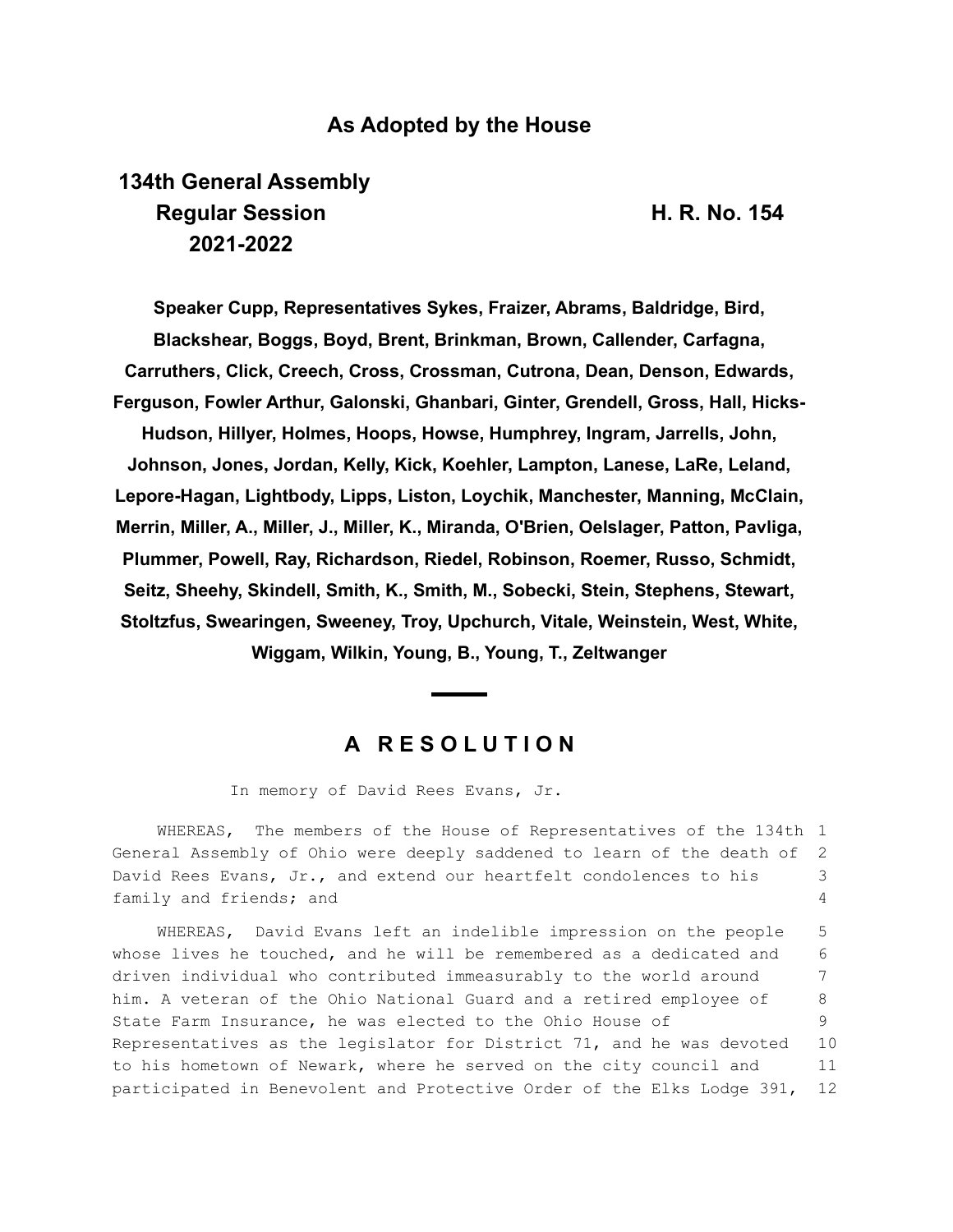**As Adopted by the House**

**134th General Assembly**
**Regular Session** **H. R. No. 154**
**2021-2022**

**Speaker Cupp, Representatives Sykes, Fraizer, Abrams, Baldridge, Bird, Blackshear, Boggs, Boyd, Brent, Brinkman, Brown, Callender, Carfagna, Carruthers, Click, Creech, Cross, Crossman, Cutrona, Dean, Denson, Edwards, Ferguson, Fowler Arthur, Galonski, Ghanbari, Ginter, Grendell, Gross, Hall, Hicks-Hudson, Hillyer, Holmes, Hoops, Howse, Humphrey, Ingram, Jarrells, John, Johnson, Jones, Jordan, Kelly, Kick, Koehler, Lampton, Lanese, LaRe, Leland, Lepore-Hagan, Lightbody, Lipps, Liston, Loychik, Manchester, Manning, McClain, Merrin, Miller, A., Miller, J., Miller, K., Miranda, O'Brien, Oelslager, Patton, Pavliga, Plummer, Powell, Ray, Richardson, Riedel, Robinson, Roemer, Russo, Schmidt, Seitz, Sheehy, Skindell, Smith, K., Smith, M., Sobecki, Stein, Stephens, Stewart, Stoltzfus, Swearingen, Sweeney, Troy, Upchurch, Vitale, Weinstein, West, White, Wiggam, Wilkin, Young, B., Young, T., Zeltwanger**

## A RESOLUTION

In memory of David Rees Evans, Jr.

WHEREAS, The members of the House of Representatives of the 134th General Assembly of Ohio were deeply saddened to learn of the death of David Rees Evans, Jr., and extend our heartfelt condolences to his family and friends; and

WHEREAS, David Evans left an indelible impression on the people whose lives he touched, and he will be remembered as a dedicated and driven individual who contributed immeasurably to the world around him. A veteran of the Ohio National Guard and a retired employee of State Farm Insurance, he was elected to the Ohio House of Representatives as the legislator for District 71, and he was devoted to his hometown of Newark, where he served on the city council and participated in Benevolent and Protective Order of the Elks Lodge 391,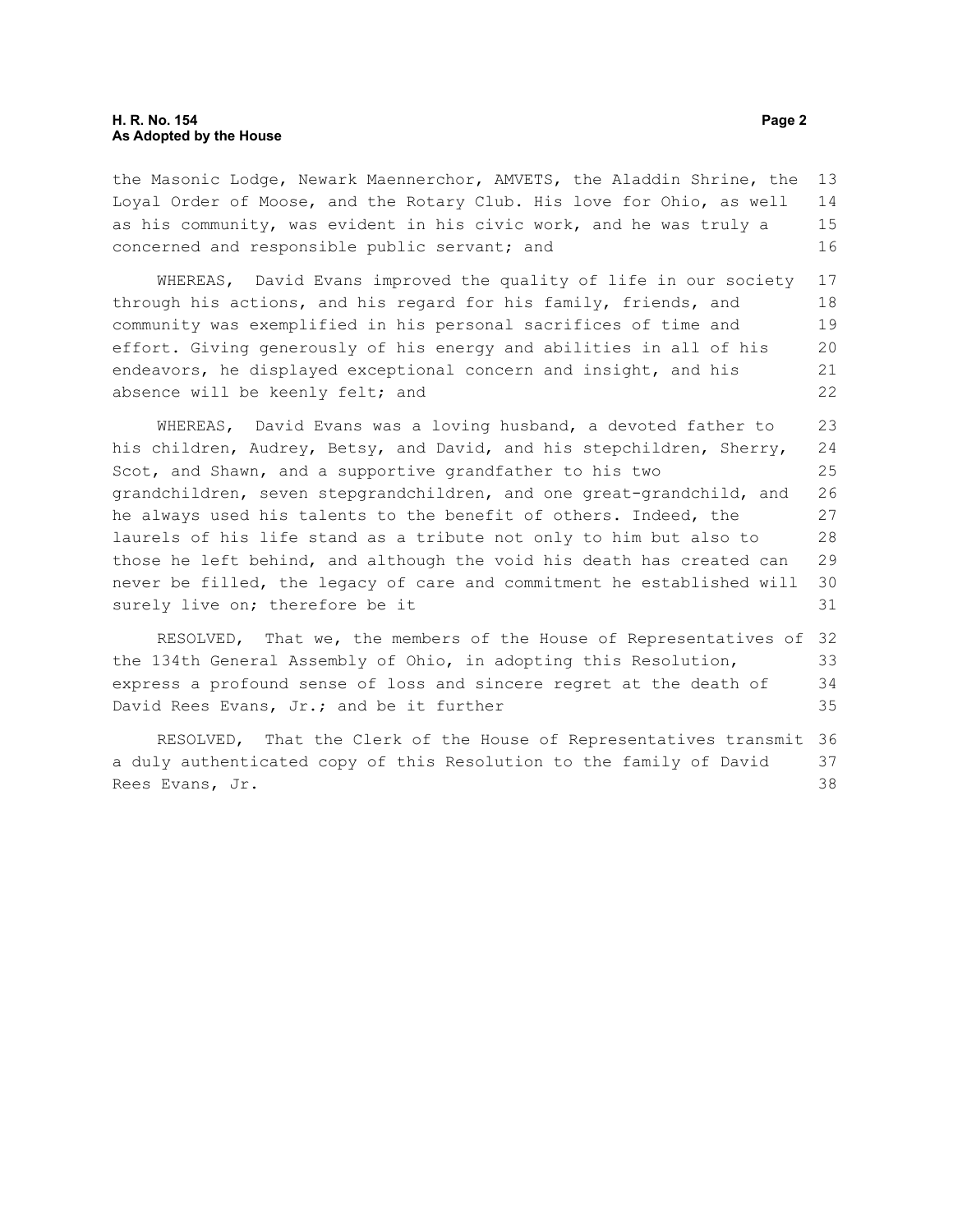the Masonic Lodge, Newark Maennerchor, AMVETS, the Aladdin Shrine, the Loyal Order of Moose, and the Rotary Club. His love for Ohio, as well as his community, was evident in his civic work, and he was truly a concerned and responsible public servant; and

WHEREAS, David Evans improved the quality of life in our society through his actions, and his regard for his family, friends, and community was exemplified in his personal sacrifices of time and effort. Giving generously of his energy and abilities in all of his endeavors, he displayed exceptional concern and insight, and his absence will be keenly felt; and

WHEREAS, David Evans was a loving husband, a devoted father to his children, Audrey, Betsy, and David, and his stepchildren, Sherry, Scot, and Shawn, and a supportive grandfather to his two grandchildren, seven stepgrandchildren, and one great-grandchild, and he always used his talents to the benefit of others. Indeed, the laurels of his life stand as a tribute not only to him but also to those he left behind, and although the void his death has created can never be filled, the legacy of care and commitment he established will surely live on; therefore be it

RESOLVED, That we, the members of the House of Representatives of the 134th General Assembly of Ohio, in adopting this Resolution, express a profound sense of loss and sincere regret at the death of David Rees Evans, Jr.; and be it further

RESOLVED, That the Clerk of the House of Representatives transmit a duly authenticated copy of this Resolution to the family of David Rees Evans, Jr.